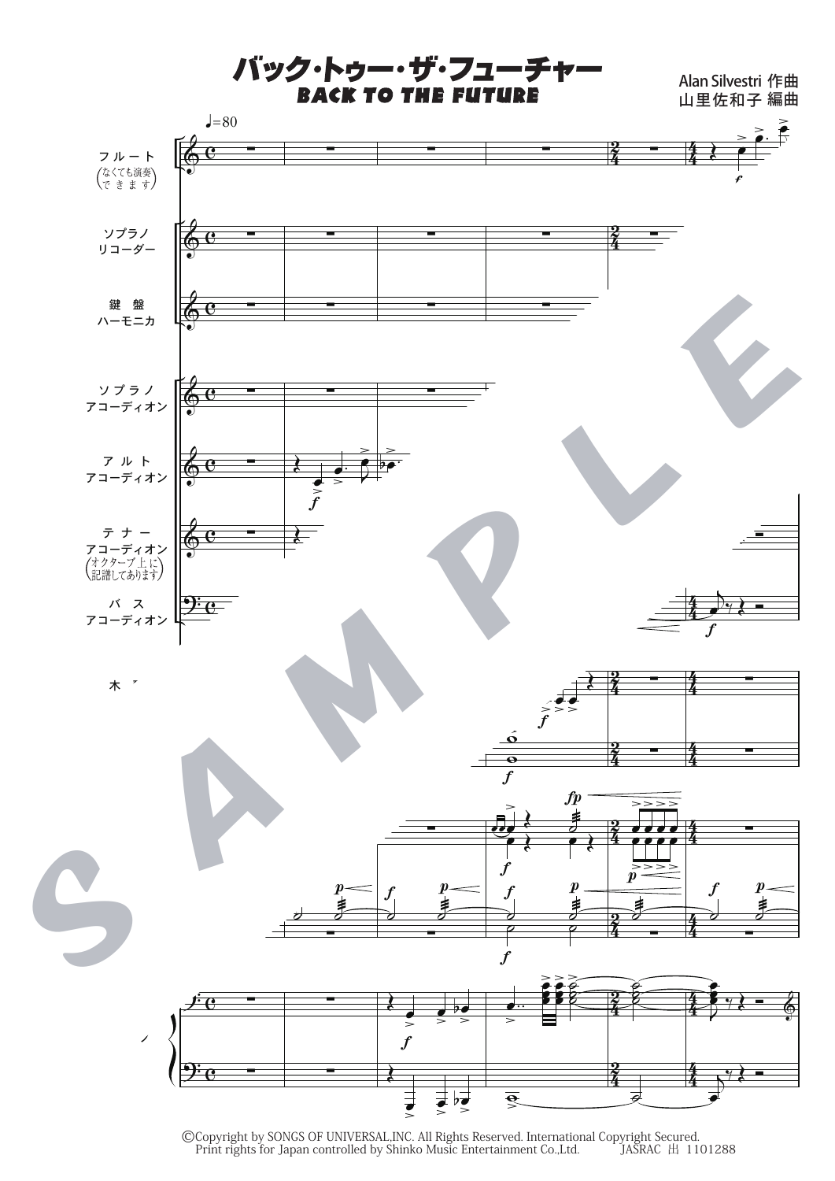# バック・トゥー・ザ・フューチャー

## BACK TO THE FUTURE

Alan Silvestri 作曲
山里佐和子 編曲

♩=80

フルート (なくても演奏できます)

ソプラノ リコーダー

鍵盤 ハーモニカ

ソプラノ アコーディオン

アルト アコーディオン

テナー アコーディオン (オクターブ上に記譜してあります)

バス アコーディオン

©Copyright by SONGS OF UNIVERSAL,INC. All Rights Reserved. International Copyright Secured.
Print rights for Japan controlled by Shinko Music Entertainment Co.,Ltd. JASRAC 出 1101288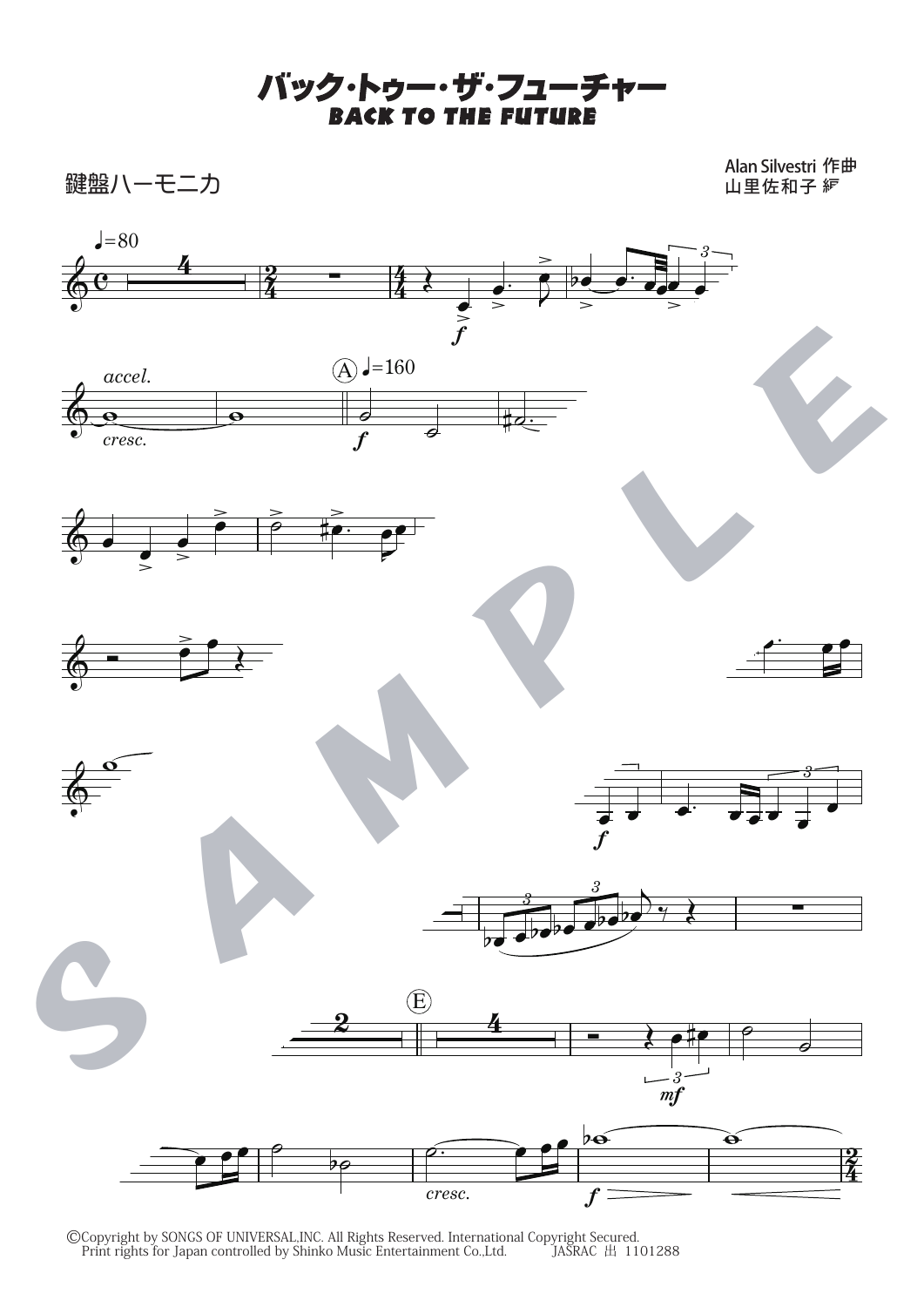# バック・トゥー・ザ・フューチャー
## BACK TO THE FUTURE

鍵盤ハーモニカ

Alan Silvestri 作曲
山里佐和子 編

©Copyright by SONGS OF UNIVERSAL,INC. All Rights Reserved. International Copyright Secured.
Print rights for Japan controlled by Shinko Music Entertainment Co.,Ltd. JASRAC 出 1101288